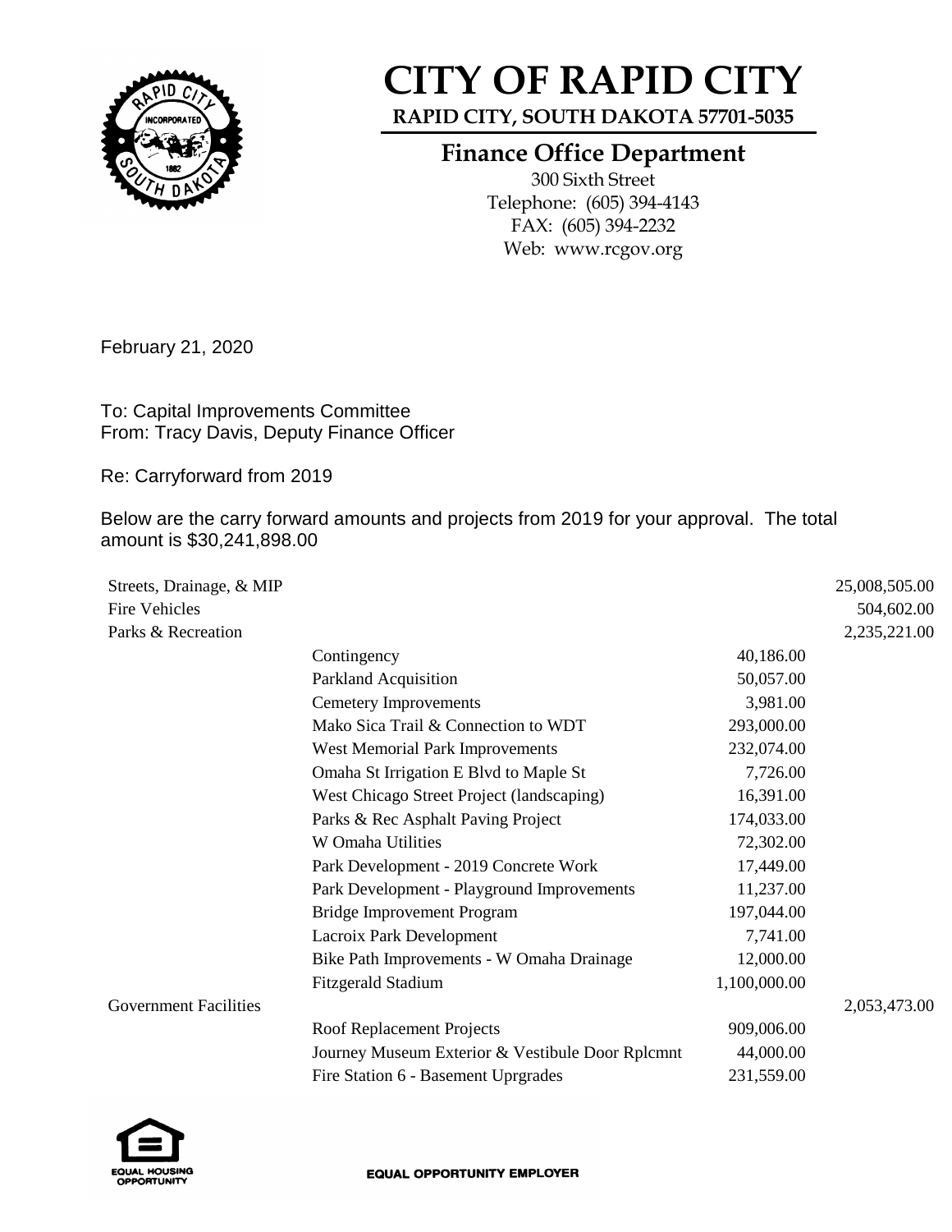# CITY OF RAPID CITY

**RAPID CITY, SOUTH DAKOTA 57701-5035**

## Finance Office Department

300 Sixth Street
Telephone: (605) 394-4143
FAX: (605) 394-2232
Web: www.rcgov.org

February 21, 2020

To: Capital Improvements Committee
From: Tracy Davis, Deputy Finance Officer

Re: Carryforward from 2019

Below are the carry forward amounts and projects from 2019 for your approval. The total amount is $30,241,898.00

| | | | |
|---|---|---|---|
| Streets, Drainage, & MIP | | | 25,008,505.00 |
| Fire Vehicles | | | 504,602.00 |
| Parks & Recreation | | | 2,235,221.00 |
| | Contingency | 40,186.00 | |
| | Parkland Acquisition | 50,057.00 | |
| | Cemetery Improvements | 3,981.00 | |
| | Mako Sica Trail & Connection to WDT | 293,000.00 | |
| | West Memorial Park Improvements | 232,074.00 | |
| | Omaha St Irrigation E Blvd to Maple St | 7,726.00 | |
| | West Chicago Street Project (landscaping) | 16,391.00 | |
| | Parks & Rec Asphalt Paving Project | 174,033.00 | |
| | W Omaha Utilities | 72,302.00 | |
| | Park Development - 2019 Concrete Work | 17,449.00 | |
| | Park Development - Playground Improvements | 11,237.00 | |
| | Bridge Improvement Program | 197,044.00 | |
| | Lacroix Park Development | 7,741.00 | |
| | Bike Path Improvements - W Omaha Drainage | 12,000.00 | |
| | Fitzgerald Stadium | 1,100,000.00 | |
| Government Facilities | | | 2,053,473.00 |
| | Roof Replacement Projects | 909,006.00 | |
| | Journey Museum Exterior & Vestibule Door Rplcmnt | 44,000.00 | |
| | Fire Station 6 - Basement Uprgrades | 231,559.00 | |

EQUAL HOUSING OPPORTUNITY

EQUAL OPPORTUNITY EMPLOYER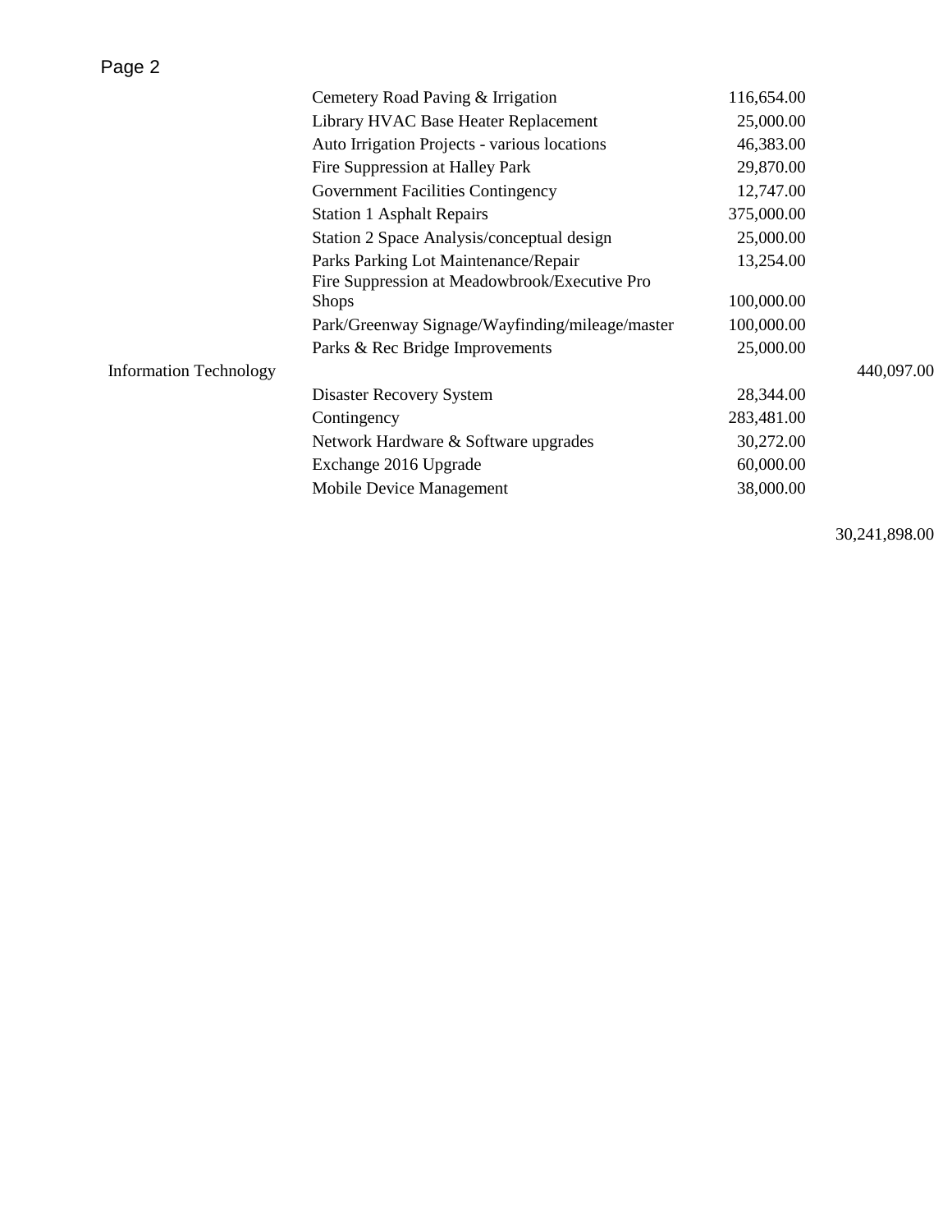| | | | |
|---|---|---|---|
| | Cemetery Road Paving & Irrigation | 116,654.00 | |
| | Library HVAC Base Heater Replacement | 25,000.00 | |
| | Auto Irrigation Projects - various locations | 46,383.00 | |
| | Fire Suppression at Halley Park | 29,870.00 | |
| | Government Facilities Contingency | 12,747.00 | |
| | Station 1 Asphalt Repairs | 375,000.00 | |
| | Station 2 Space Analysis/conceptual design | 25,000.00 | |
| | Parks Parking Lot Maintenance/Repair | 13,254.00 | |
| | Fire Suppression at Meadowbrook/Executive Pro Shops | 100,000.00 | |
| | Park/Greenway Signage/Wayfinding/mileage/master | 100,000.00 | |
| | Parks & Rec Bridge Improvements | 25,000.00 | |
| Information Technology | | | 440,097.00 |
| | Disaster Recovery System | 28,344.00 | |
| | Contingency | 283,481.00 | |
| | Network Hardware & Software upgrades | 30,272.00 | |
| | Exchange 2016 Upgrade | 60,000.00 | |
| | Mobile Device Management | 38,000.00 | |
| | | | 30,241,898.00 |